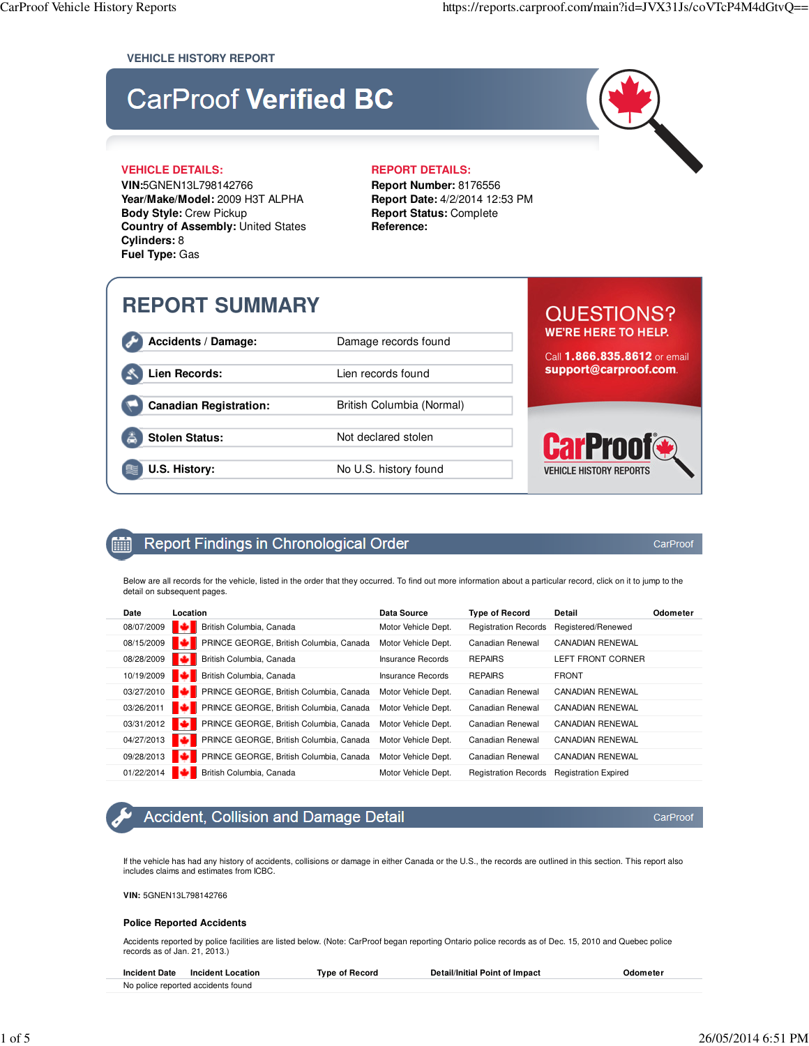VEHICLE HISTORY REPORT

# CarProof Verified BC

**VEHICLE DETAILS:**
**VIN:**5GNEN13L798142766
**Year/Make/Model:** 2009 H3T ALPHA
**Body Style:** Crew Pickup
**Country of Assembly:** United States
**Cylinders:** 8
**Fuel Type:** Gas

**REPORT DETAILS:**
**Report Number:** 8176556
**Report Date:** 4/2/2014 12:53 PM
**Report Status:** Complete
**Reference:**

## REPORT SUMMARY

| | |
|---|---|
| **Accidents / Damage:** | Damage records found |
| **Lien Records:** | Lien records found |
| **Canadian Registration:** | British Columbia (Normal) |
| **Stolen Status:** | Not declared stolen |
| **U.S. History:** | No U.S. history found |

QUESTIONS?
WE'RE HERE TO HELP.
Call **1.866.835.8612** or email **support@carproof.com**.

CarProof VEHICLE HISTORY REPORTS

## Report Findings in Chronological Order

CarProof

Below are all records for the vehicle, listed in the order that they occurred. To find out more information about a particular record, click on it to jump to the detail on subsequent pages.

| Date | Location | Data Source | Type of Record | Detail | Odometer |
|---|---|---|---|---|---|
| 08/07/2009 | British Columbia, Canada | Motor Vehicle Dept. | Registration Records | Registered/Renewed | |
| 08/15/2009 | PRINCE GEORGE, British Columbia, Canada | Motor Vehicle Dept. | Canadian Renewal | CANADIAN RENEWAL | |
| 08/28/2009 | British Columbia, Canada | Insurance Records | REPAIRS | LEFT FRONT CORNER | |
| 10/19/2009 | British Columbia, Canada | Insurance Records | REPAIRS | FRONT | |
| 03/27/2010 | PRINCE GEORGE, British Columbia, Canada | Motor Vehicle Dept. | Canadian Renewal | CANADIAN RENEWAL | |
| 03/26/2011 | PRINCE GEORGE, British Columbia, Canada | Motor Vehicle Dept. | Canadian Renewal | CANADIAN RENEWAL | |
| 03/31/2012 | PRINCE GEORGE, British Columbia, Canada | Motor Vehicle Dept. | Canadian Renewal | CANADIAN RENEWAL | |
| 04/27/2013 | PRINCE GEORGE, British Columbia, Canada | Motor Vehicle Dept. | Canadian Renewal | CANADIAN RENEWAL | |
| 09/28/2013 | PRINCE GEORGE, British Columbia, Canada | Motor Vehicle Dept. | Canadian Renewal | CANADIAN RENEWAL | |
| 01/22/2014 | British Columbia, Canada | Motor Vehicle Dept. | Registration Records | Registration Expired | |

## Accident, Collision and Damage Detail

CarProof

If the vehicle has had any history of accidents, collisions or damage in either Canada or the U.S., the records are outlined in this section. This report also includes claims and estimates from ICBC.

**VIN:** 5GNEN13L798142766

### Police Reported Accidents

Accidents reported by police facilities are listed below. (Note: CarProof began reporting Ontario police records as of Dec. 15, 2010 and Quebec police records as of Jan. 21, 2013.)

| Incident Date | Incident Location | Type of Record | Detail/Initial Point of Impact | Odometer |
|---|---|---|---|---|
| No police reported accidents found | | | | |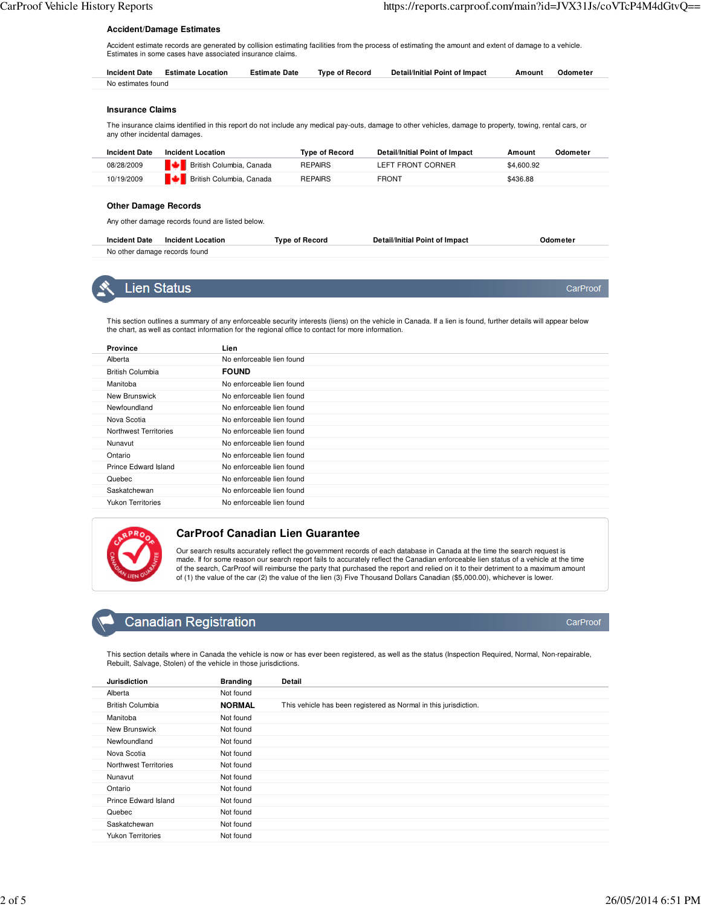### Accident/Damage Estimates

Accident estimate records are generated by collision estimating facilities from the process of estimating the amount and extent of damage to a vehicle. Estimates in some cases have associated insurance claims.

| Incident Date | Estimate Location | Estimate Date | Type of Record | Detail/Initial Point of Impact | Amount | Odometer |
|---|---|---|---|---|---|---|
| No estimates found | | | | | | |

### Insurance Claims

The insurance claims identified in this report do not include any medical pay-outs, damage to other vehicles, damage to property, towing, rental cars, or any other incidental damages.

| Incident Date | Incident Location | Type of Record | Detail/Initial Point of Impact | Amount | Odometer |
|---|---|---|---|---|---|
| 08/28/2009 | British Columbia, Canada | REPAIRS | LEFT FRONT CORNER | $4,600.92 | |
| 10/19/2009 | British Columbia, Canada | REPAIRS | FRONT | $436.88 | |

### Other Damage Records

Any other damage records found are listed below.

| Incident Date | Incident Location | Type of Record | Detail/Initial Point of Impact | Odometer |
|---|---|---|---|---|
| No other damage records found | | | | |

## Lien Status

CarProof

This section outlines a summary of any enforceable security interests (liens) on the vehicle in Canada. If a lien is found, further details will appear below the chart, as well as contact information for the regional office to contact for more information.

| Province | Lien |
|---|---|
| Alberta | No enforceable lien found |
| British Columbia | **FOUND** |
| Manitoba | No enforceable lien found |
| New Brunswick | No enforceable lien found |
| Newfoundland | No enforceable lien found |
| Nova Scotia | No enforceable lien found |
| Northwest Territories | No enforceable lien found |
| Nunavut | No enforceable lien found |
| Ontario | No enforceable lien found |
| Prince Edward Island | No enforceable lien found |
| Quebec | No enforceable lien found |
| Saskatchewan | No enforceable lien found |
| Yukon Territories | No enforceable lien found |

### CarProof Canadian Lien Guarantee

Our search results accurately reflect the government records of each database in Canada at the time the search request is made. If for some reason our search report fails to accurately reflect the Canadian enforceable lien status of a vehicle at the time of the search, CarProof will reimburse the party that purchased the report and relied on it to their detriment to a maximum amount of (1) the value of the car (2) the value of the lien (3) Five Thousand Dollars Canadian ($5,000.00), whichever is lower.

## Canadian Registration

CarProof

This section details where in Canada the vehicle is now or has ever been registered, as well as the status (Inspection Required, Normal, Non-repairable, Rebuilt, Salvage, Stolen) of the vehicle in those jurisdictions.

| Jurisdiction | Branding | Detail |
|---|---|---|
| Alberta | Not found | |
| British Columbia | **NORMAL** | This vehicle has been registered as Normal in this jurisdiction. |
| Manitoba | Not found | |
| New Brunswick | Not found | |
| Newfoundland | Not found | |
| Nova Scotia | Not found | |
| Northwest Territories | Not found | |
| Nunavut | Not found | |
| Ontario | Not found | |
| Prince Edward Island | Not found | |
| Quebec | Not found | |
| Saskatchewan | Not found | |
| Yukon Territories | Not found | |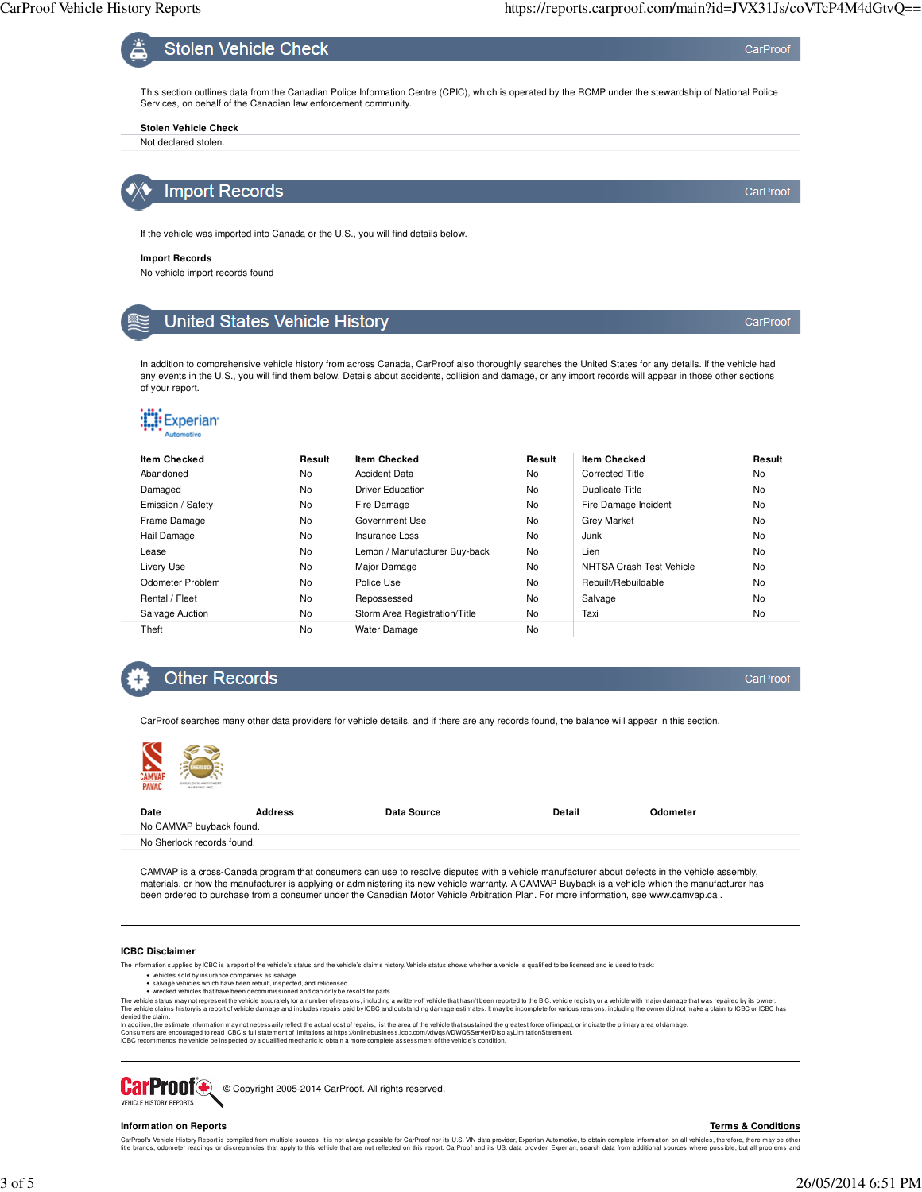## Stolen Vehicle Check

CarProof

This section outlines data from the Canadian Police Information Centre (CPIC), which is operated by the RCMP under the stewardship of National Police Services, on behalf of the Canadian law enforcement community.

**Stolen Vehicle Check**

Not declared stolen.

## Import Records

CarProof

If the vehicle was imported into Canada or the U.S., you will find details below.

**Import Records**

No vehicle import records found

## United States Vehicle History

CarProof

In addition to comprehensive vehicle history from across Canada, CarProof also thoroughly searches the United States for any details. If the vehicle had any events in the U.S., you will find them below. Details about accidents, collision and damage, or any import records will appear in those other sections of your report.

Experian Automotive

| Item Checked | Result | Item Checked | Result | Item Checked | Result |
|---|---|---|---|---|---|
| Abandoned | No | Accident Data | No | Corrected Title | No |
| Damaged | No | Driver Education | No | Duplicate Title | No |
| Emission / Safety | No | Fire Damage | No | Fire Damage Incident | No |
| Frame Damage | No | Government Use | No | Grey Market | No |
| Hail Damage | No | Insurance Loss | No | Junk | No |
| Lease | No | Lemon / Manufacturer Buy-back | No | Lien | No |
| Livery Use | No | Major Damage | No | NHTSA Crash Test Vehicle | No |
| Odometer Problem | No | Police Use | No | Rebuilt/Rebuildable | No |
| Rental / Fleet | No | Repossessed | No | Salvage | No |
| Salvage Auction | No | Storm Area Registration/Title | No | Taxi | No |
| Theft | No | Water Damage | No | | |

## Other Records

CarProof

CarProof searches many other data providers for vehicle details, and if there are any records found, the balance will appear in this section.

| Date | Address | Data Source | Detail | Odometer |
|---|---|---|---|---|
| No CAMVAP buyback found. | | | | |
| No Sherlock records found. | | | | |

CAMVAP is a cross-Canada program that consumers can use to resolve disputes with a vehicle manufacturer about defects in the vehicle assembly, materials, or how the manufacturer is applying or administering its new vehicle warranty. A CAMVAP Buyback is a vehicle which the manufacturer has been ordered to purchase from a consumer under the Canadian Motor Vehicle Arbitration Plan. For more information, see www.camvap.ca .

---

**ICBC Disclaimer**

The information supplied by ICBC is a report of the vehicle's status and the vehicle's claims history. Vehicle status shows whether a vehicle is qualified to be licensed and is used to track:

- vehicles sold by insurance companies as salvage
- salvage vehicles which have been rebuilt, inspected, and relicensed
- wrecked vehicles that have been decommissioned and can only be resold for parts.

The vehicle status may not represent the vehicle accurately for a number of reasons, including a written-off vehicle that hasn't been reported to the B.C. vehicle registry or a vehicle with major damage that was repaired by its owner.
The vehicle claims history is a report of vehicle damage and includes repairs paid by ICBC and outstanding damage estimates. It may be incomplete for various reasons, including the owner did not make a claim to ICBC or ICBC has denied the claim.
In addition, the estimate information may not necessarily reflect the actual cost of repairs, list the area of the vehicle that sustained the greatest force of impact, or indicate the primary area of damage.
Consumers are encouraged to read ICBC's full statement of limitations at https://onlinebusiness.icbc.com/vdwqs/VDWQSServlet/DisplayLimitationStatement.
ICBC recommends the vehicle be inspected by a qualified mechanic to obtain a more complete assessment of the vehicle's condition.

---

CarProof VEHICLE HISTORY REPORTS © Copyright 2005-2014 CarProof. All rights reserved.

**Information on Reports** **Terms & Conditions**

CarProof's Vehicle History Report is compiled from multiple sources. It is not always possible for CarProof nor its U.S. VIN data provider, Experian Automotive, to obtain complete information on all vehicles, therefore, there may be other title brands, odometer readings or discrepancies that apply to this vehicle that are not reflected on this report. CarProof and its US. data provider, Experian, search data from additional sources where possible, but all problems and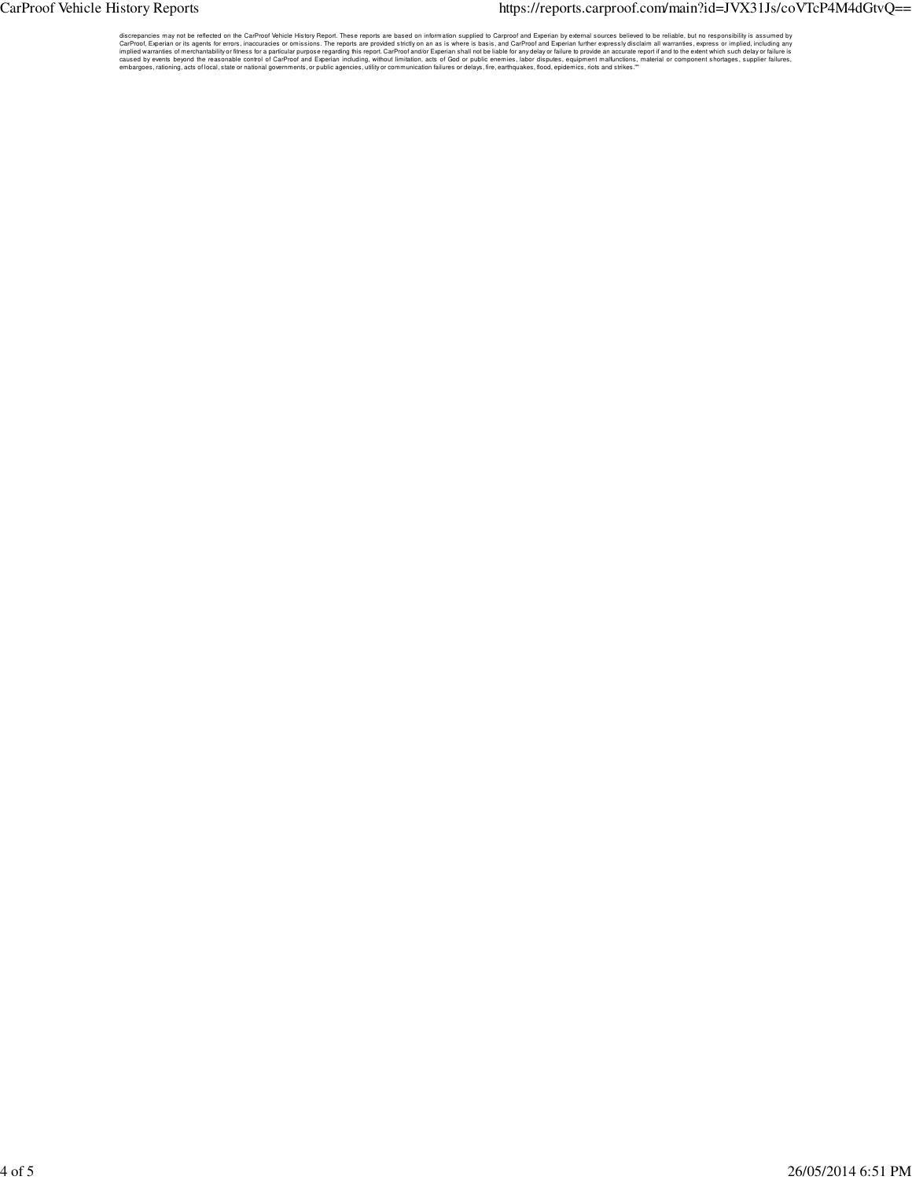discrepancies may not be reflected on the CarProof Vehicle History Report. These reports are based on information supplied to Carproof and Experian by external sources believed to be reliable, but no responsibility is assumed by CarProof, Experian or its agents for errors, inaccuracies or omissions. The reports are provided strictly on an as is where is basis, and CarProof and Experian further expressly disclaim all warranties, express or implied, including any implied warranties of merchantability or fitness for a particular purpose regarding this report. CarProof and/or Experian shall not be liable for any delay or failure to provide an accurate report if and to the extent which such delay or failure is caused by events beyond the reasonable control of CarProof and Experian including, without limitation, acts of God or public enemies, labor disputes, equipment malfunctions, material or component shortages, supplier failures, embargoes, rationing, acts of local, state or national governments, or public agencies, utility or communication failures or delays, fire, earthquakes, flood, epidemics, riots and strikes.""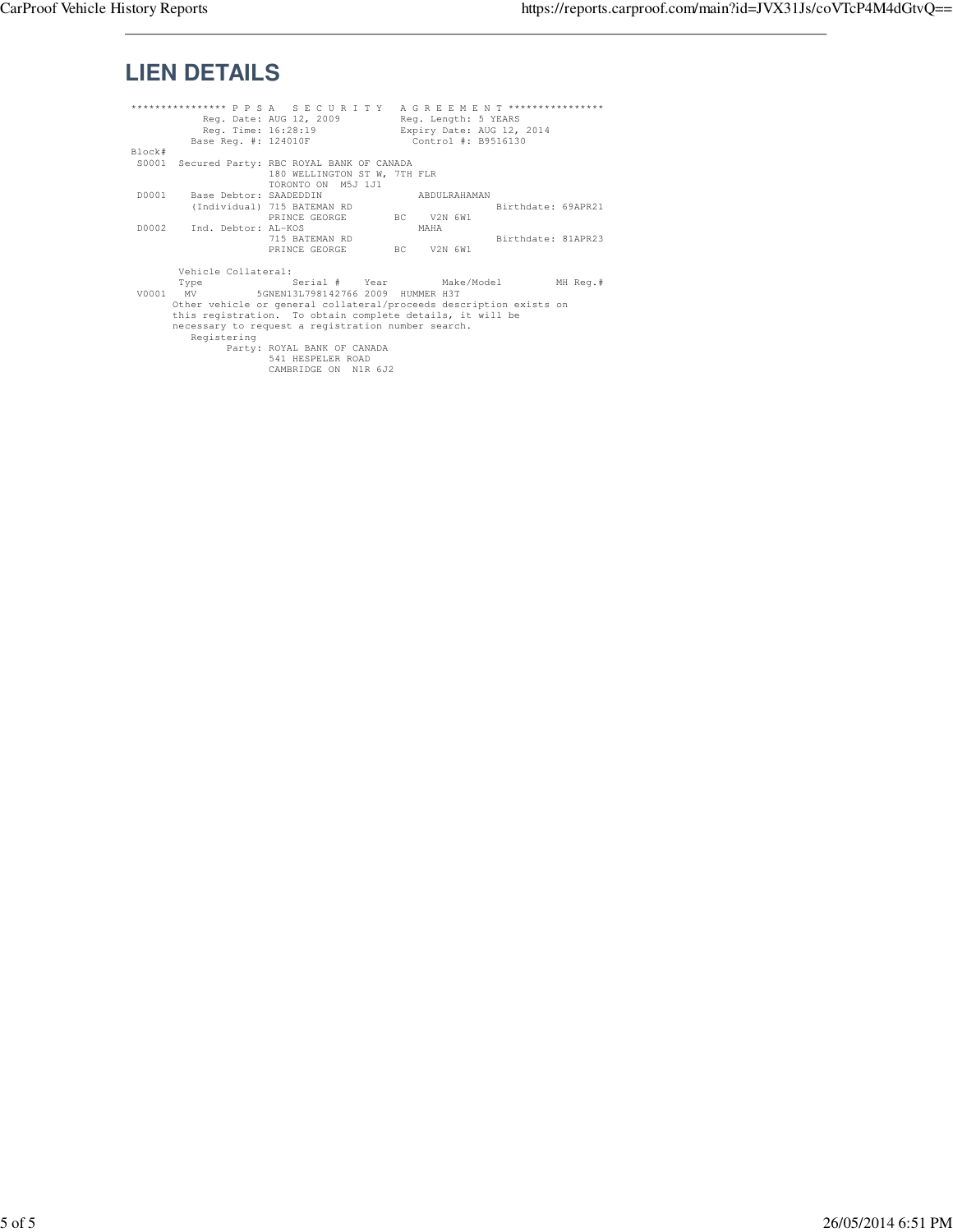## LIEN DETAILS

```
**************** P P S A   S E C U R I T Y   A G R E E M E N T ****************
           Reg. Date: AUG 12, 2009          Reg. Length: 5 YEARS
           Reg. Time: 16:28:19              Expiry Date: AUG 12, 2014
         Base Reg. #: 124010F                 Control #: B9516130
Block#
 S0001  Secured Party: RBC ROYAL BANK OF CANADA
                       180 WELLINGTON ST W, 7TH FLR
                       TORONTO ON  M5J 1J1
 D0001    Base Debtor: SAADEDDIN                ABDULRAHAMAN
         (Individual) 715 BATEMAN RD                           Birthdate: 69APR21
                       PRINCE GEORGE        BC    V2N 6W1
 D0002    Ind. Debtor: AL-KOS                   MAHA
                       715 BATEMAN RD                           Birthdate: 81APR23
                       PRINCE GEORGE        BC    V2N 6W1

        Vehicle Collateral:
        Type               Serial #    Year         Make/Model         MH Reg.#
 V0001   MV          5GNEN13L798142766 2009  HUMMER H3T
       Other vehicle or general collateral/proceeds description exists on
       this registration.  To obtain complete details, it will be
       necessary to request a registration number search.
          Registering
                Party: ROYAL BANK OF CANADA
                       541 HESPELER ROAD
                       CAMBRIDGE ON  N1R 6J2
```